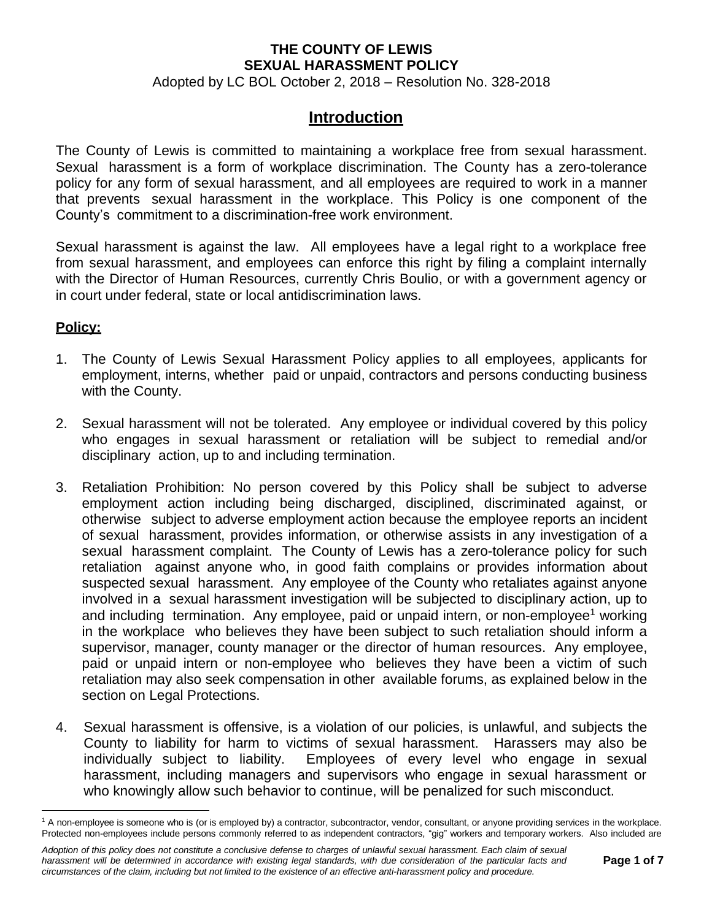**THE COUNTY OF LEWIS**
**SEXUAL HARASSMENT POLICY**
Adopted by LC BOL October 2, 2018 – Resolution No. 328-2018

# Introduction

The County of Lewis is committed to maintaining a workplace free from sexual harassment. Sexual harassment is a form of workplace discrimination. The County has a zero-tolerance policy for any form of sexual harassment, and all employees are required to work in a manner that prevents sexual harassment in the workplace. This Policy is one component of the County's commitment to a discrimination-free work environment.

Sexual harassment is against the law. All employees have a legal right to a workplace free from sexual harassment, and employees can enforce this right by filing a complaint internally with the Director of Human Resources, currently Chris Boulio, or with a government agency or in court under federal, state or local antidiscrimination laws.

## Policy:

1. The County of Lewis Sexual Harassment Policy applies to all employees, applicants for employment, interns, whether paid or unpaid, contractors and persons conducting business with the County.

2. Sexual harassment will not be tolerated. Any employee or individual covered by this policy who engages in sexual harassment or retaliation will be subject to remedial and/or disciplinary action, up to and including termination.

3. Retaliation Prohibition: No person covered by this Policy shall be subject to adverse employment action including being discharged, disciplined, discriminated against, or otherwise subject to adverse employment action because the employee reports an incident of sexual harassment, provides information, or otherwise assists in any investigation of a sexual harassment complaint. The County of Lewis has a zero-tolerance policy for such retaliation against anyone who, in good faith complains or provides information about suspected sexual harassment. Any employee of the County who retaliates against anyone involved in a sexual harassment investigation will be subjected to disciplinary action, up to and including termination. Any employee, paid or unpaid intern, or non-employee[1] working in the workplace who believes they have been subject to such retaliation should inform a supervisor, manager, county manager or the director of human resources. Any employee, paid or unpaid intern or non-employee who believes they have been a victim of such retaliation may also seek compensation in other available forums, as explained below in the section on Legal Protections.

4. Sexual harassment is offensive, is a violation of our policies, is unlawful, and subjects the County to liability for harm to victims of sexual harassment. Harassers may also be individually subject to liability. Employees of every level who engage in sexual harassment, including managers and supervisors who engage in sexual harassment or who knowingly allow such behavior to continue, will be penalized for such misconduct.

[1] A non-employee is someone who is (or is employed by) a contractor, subcontractor, vendor, consultant, or anyone providing services in the workplace. Protected non-employees include persons commonly referred to as independent contractors, "gig" workers and temporary workers. Also included are

*Adoption of this policy does not constitute a conclusive defense to charges of unlawful sexual harassment. Each claim of sexual harassment will be determined in accordance with existing legal standards, with due consideration of the particular facts and circumstances of the claim, including but not limited to the existence of an effective anti-harassment policy and procedure.*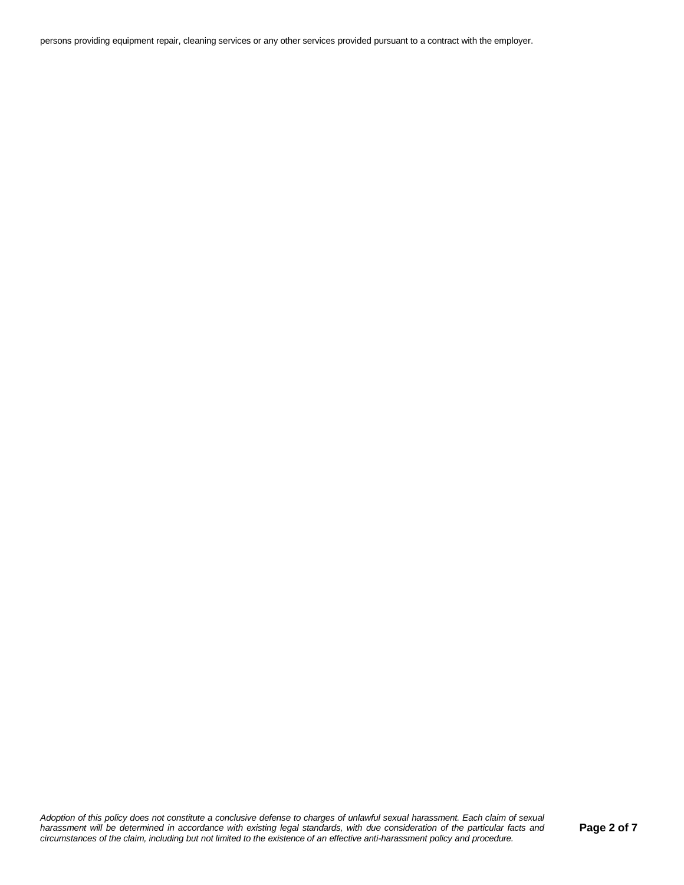persons providing equipment repair, cleaning services or any other services provided pursuant to a contract with the employer.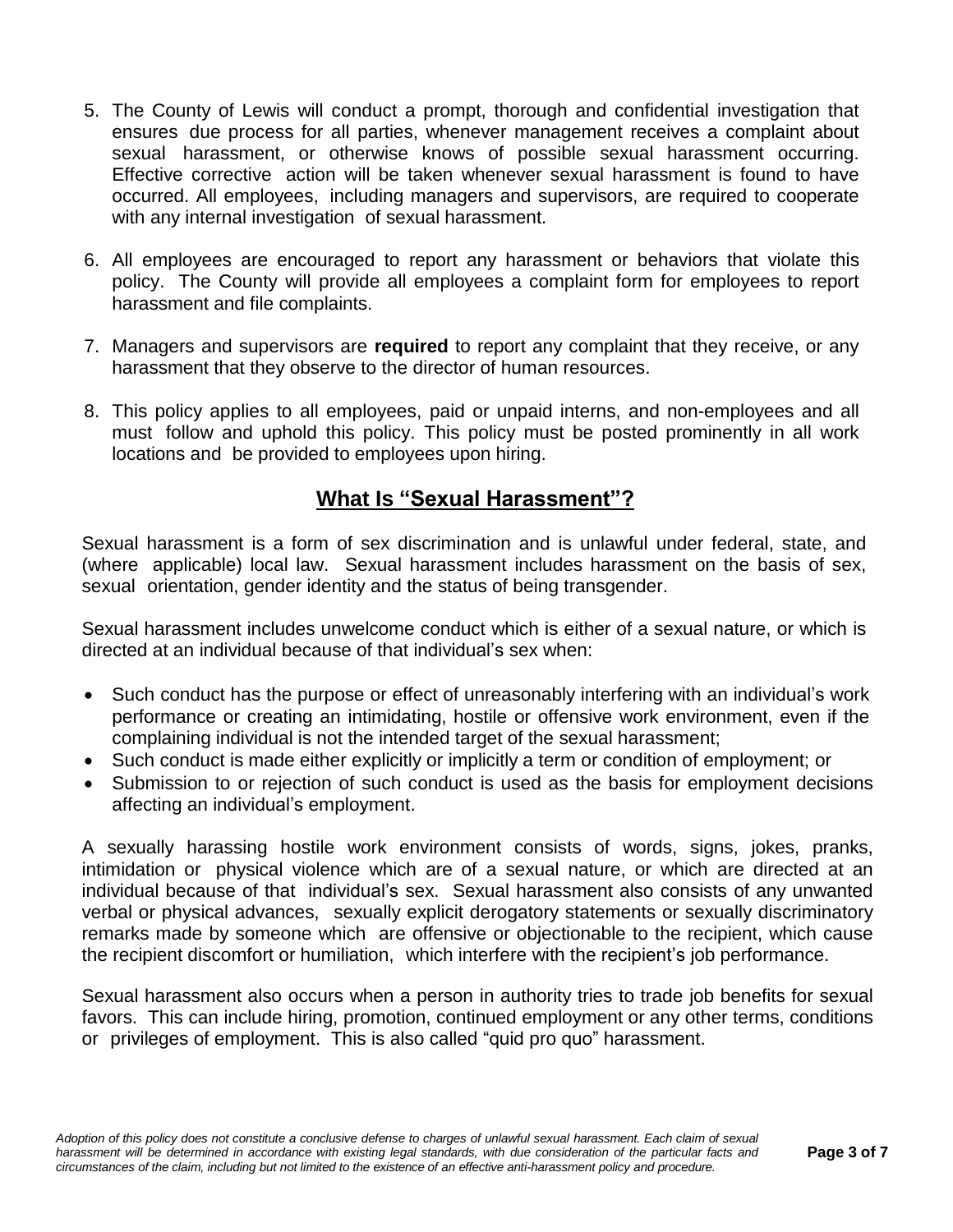5. The County of Lewis will conduct a prompt, thorough and confidential investigation that ensures due process for all parties, whenever management receives a complaint about sexual harassment, or otherwise knows of possible sexual harassment occurring. Effective corrective action will be taken whenever sexual harassment is found to have occurred. All employees, including managers and supervisors, are required to cooperate with any internal investigation of sexual harassment.

6. All employees are encouraged to report any harassment or behaviors that violate this policy. The County will provide all employees a complaint form for employees to report harassment and file complaints.

7. Managers and supervisors are **required** to report any complaint that they receive, or any harassment that they observe to the director of human resources.

8. This policy applies to all employees, paid or unpaid interns, and non-employees and all must follow and uphold this policy. This policy must be posted prominently in all work locations and be provided to employees upon hiring.

## What Is "Sexual Harassment"?

Sexual harassment is a form of sex discrimination and is unlawful under federal, state, and (where applicable) local law. Sexual harassment includes harassment on the basis of sex, sexual orientation, gender identity and the status of being transgender.

Sexual harassment includes unwelcome conduct which is either of a sexual nature, or which is directed at an individual because of that individual's sex when:

- Such conduct has the purpose or effect of unreasonably interfering with an individual's work performance or creating an intimidating, hostile or offensive work environment, even if the complaining individual is not the intended target of the sexual harassment;
- Such conduct is made either explicitly or implicitly a term or condition of employment; or
- Submission to or rejection of such conduct is used as the basis for employment decisions affecting an individual's employment.

A sexually harassing hostile work environment consists of words, signs, jokes, pranks, intimidation or physical violence which are of a sexual nature, or which are directed at an individual because of that individual's sex. Sexual harassment also consists of any unwanted verbal or physical advances, sexually explicit derogatory statements or sexually discriminatory remarks made by someone which are offensive or objectionable to the recipient, which cause the recipient discomfort or humiliation, which interfere with the recipient's job performance.

Sexual harassment also occurs when a person in authority tries to trade job benefits for sexual favors. This can include hiring, promotion, continued employment or any other terms, conditions or privileges of employment. This is also called "quid pro quo" harassment.

*Adoption of this policy does not constitute a conclusive defense to charges of unlawful sexual harassment. Each claim of sexual harassment will be determined in accordance with existing legal standards, with due consideration of the particular facts and circumstances of the claim, including but not limited to the existence of an effective anti-harassment policy and procedure.*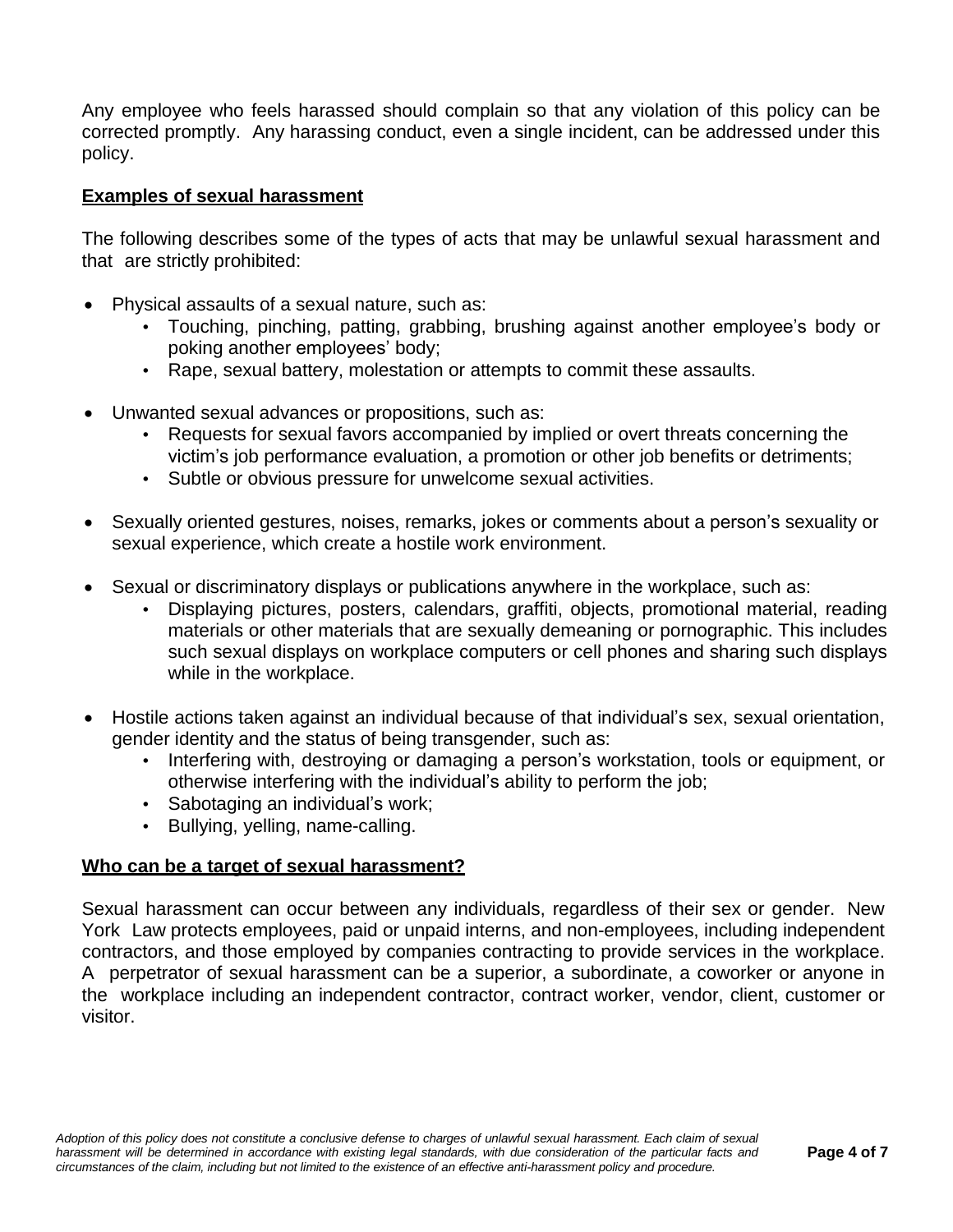Any employee who feels harassed should complain so that any violation of this policy can be corrected promptly. Any harassing conduct, even a single incident, can be addressed under this policy.

**Examples of sexual harassment**

The following describes some of the types of acts that may be unlawful sexual harassment and that are strictly prohibited:

- Physical assaults of a sexual nature, such as:
  - Touching, pinching, patting, grabbing, brushing against another employee's body or poking another employees' body;
  - Rape, sexual battery, molestation or attempts to commit these assaults.
- Unwanted sexual advances or propositions, such as:
  - Requests for sexual favors accompanied by implied or overt threats concerning the victim's job performance evaluation, a promotion or other job benefits or detriments;
  - Subtle or obvious pressure for unwelcome sexual activities.
- Sexually oriented gestures, noises, remarks, jokes or comments about a person's sexuality or sexual experience, which create a hostile work environment.
- Sexual or discriminatory displays or publications anywhere in the workplace, such as:
  - Displaying pictures, posters, calendars, graffiti, objects, promotional material, reading materials or other materials that are sexually demeaning or pornographic. This includes such sexual displays on workplace computers or cell phones and sharing such displays while in the workplace.
- Hostile actions taken against an individual because of that individual's sex, sexual orientation, gender identity and the status of being transgender, such as:
  - Interfering with, destroying or damaging a person's workstation, tools or equipment, or otherwise interfering with the individual's ability to perform the job;
  - Sabotaging an individual's work;
  - Bullying, yelling, name-calling.

**Who can be a target of sexual harassment?**

Sexual harassment can occur between any individuals, regardless of their sex or gender. New York Law protects employees, paid or unpaid interns, and non-employees, including independent contractors, and those employed by companies contracting to provide services in the workplace. A perpetrator of sexual harassment can be a superior, a subordinate, a coworker or anyone in the workplace including an independent contractor, contract worker, vendor, client, customer or visitor.

*Adoption of this policy does not constitute a conclusive defense to charges of unlawful sexual harassment. Each claim of sexual harassment will be determined in accordance with existing legal standards, with due consideration of the particular facts and circumstances of the claim, including but not limited to the existence of an effective anti-harassment policy and procedure.*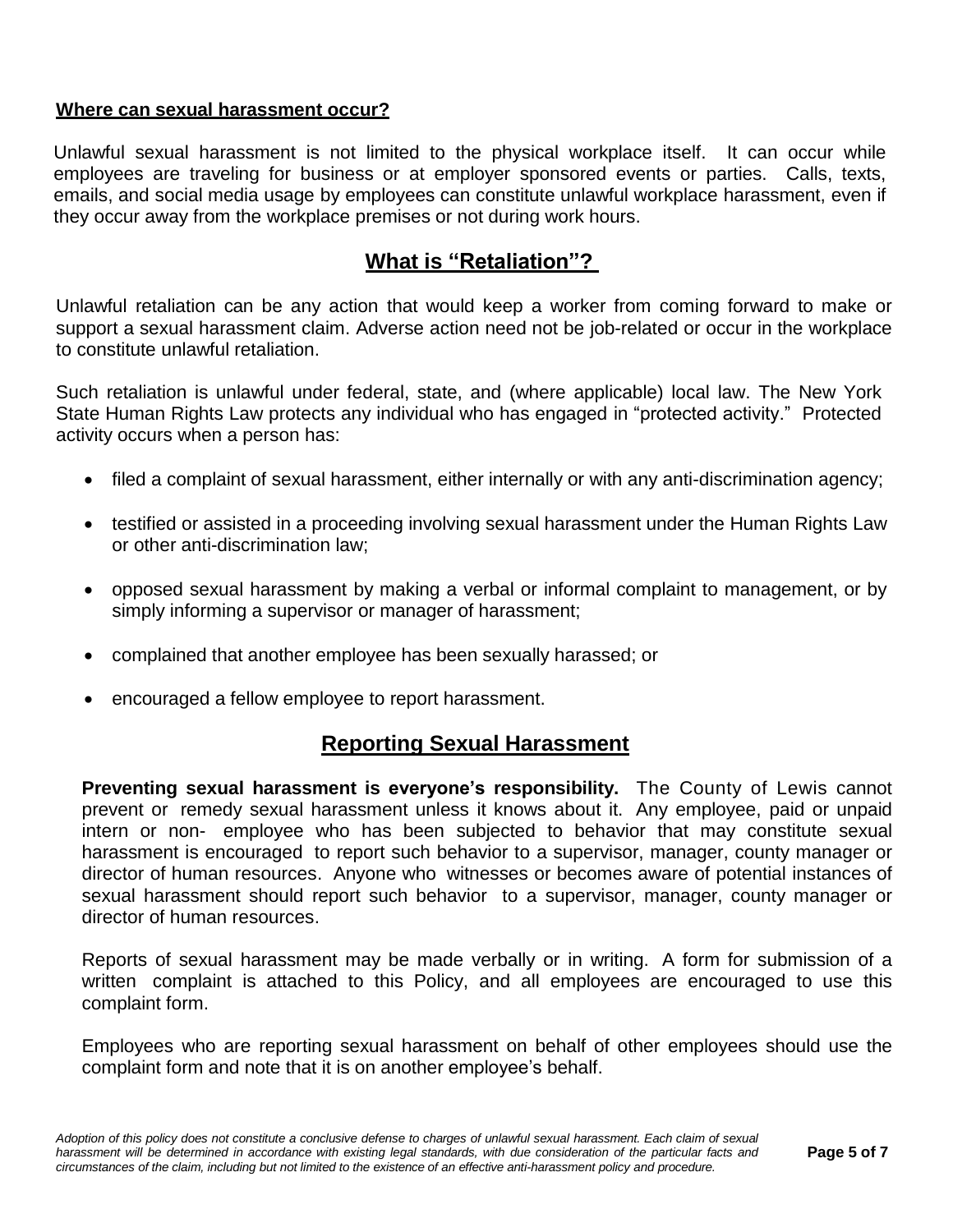**Where can sexual harassment occur?**

Unlawful sexual harassment is not limited to the physical workplace itself. It can occur while employees are traveling for business or at employer sponsored events or parties. Calls, texts, emails, and social media usage by employees can constitute unlawful workplace harassment, even if they occur away from the workplace premises or not during work hours.

## What is "Retaliation"?

Unlawful retaliation can be any action that would keep a worker from coming forward to make or support a sexual harassment claim. Adverse action need not be job-related or occur in the workplace to constitute unlawful retaliation.

Such retaliation is unlawful under federal, state, and (where applicable) local law. The New York State Human Rights Law protects any individual who has engaged in "protected activity." Protected activity occurs when a person has:

- filed a complaint of sexual harassment, either internally or with any anti-discrimination agency;
- testified or assisted in a proceeding involving sexual harassment under the Human Rights Law or other anti-discrimination law;
- opposed sexual harassment by making a verbal or informal complaint to management, or by simply informing a supervisor or manager of harassment;
- complained that another employee has been sexually harassed; or
- encouraged a fellow employee to report harassment.

## Reporting Sexual Harassment

**Preventing sexual harassment is everyone's responsibility.** The County of Lewis cannot prevent or remedy sexual harassment unless it knows about it. Any employee, paid or unpaid intern or non- employee who has been subjected to behavior that may constitute sexual harassment is encouraged to report such behavior to a supervisor, manager, county manager or director of human resources. Anyone who witnesses or becomes aware of potential instances of sexual harassment should report such behavior to a supervisor, manager, county manager or director of human resources.

Reports of sexual harassment may be made verbally or in writing. A form for submission of a written complaint is attached to this Policy, and all employees are encouraged to use this complaint form.

Employees who are reporting sexual harassment on behalf of other employees should use the complaint form and note that it is on another employee's behalf.

*Adoption of this policy does not constitute a conclusive defense to charges of unlawful sexual harassment. Each claim of sexual harassment will be determined in accordance with existing legal standards, with due consideration of the particular facts and circumstances of the claim, including but not limited to the existence of an effective anti-harassment policy and procedure.*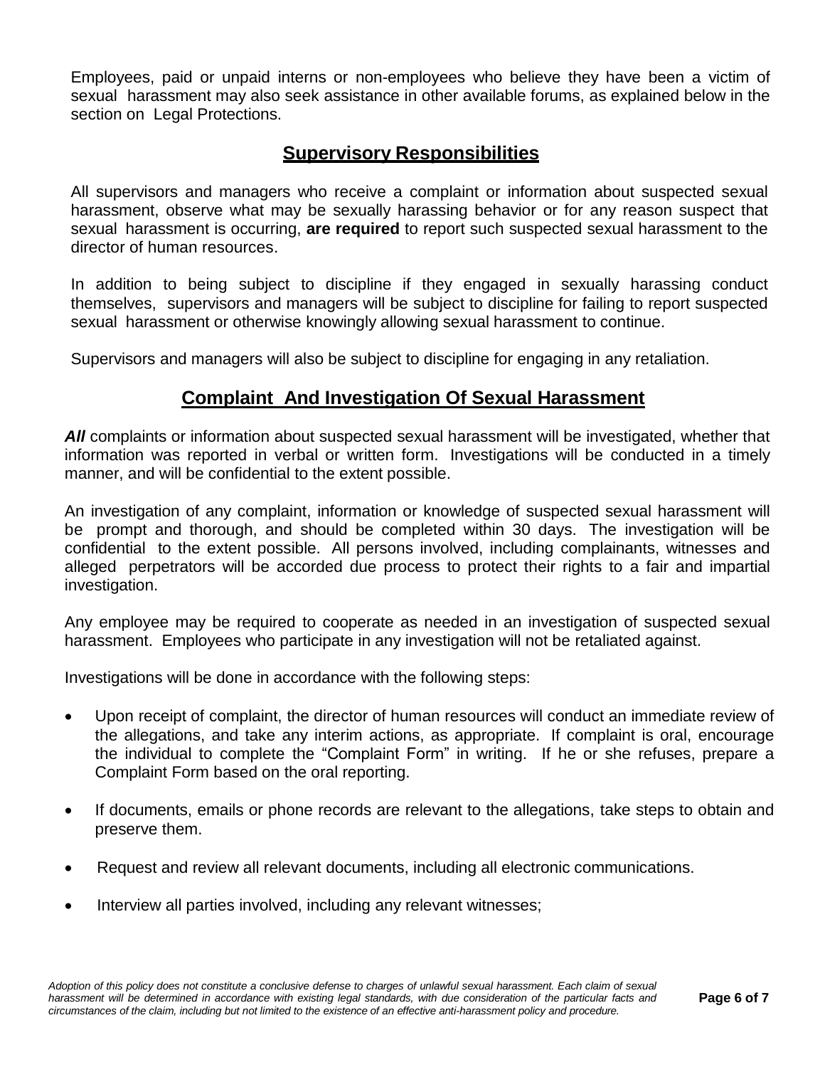Employees, paid or unpaid interns or non-employees who believe they have been a victim of sexual harassment may also seek assistance in other available forums, as explained below in the section on Legal Protections.

## Supervisory Responsibilities

All supervisors and managers who receive a complaint or information about suspected sexual harassment, observe what may be sexually harassing behavior or for any reason suspect that sexual harassment is occurring, **are required** to report such suspected sexual harassment to the director of human resources.

In addition to being subject to discipline if they engaged in sexually harassing conduct themselves, supervisors and managers will be subject to discipline for failing to report suspected sexual harassment or otherwise knowingly allowing sexual harassment to continue.

Supervisors and managers will also be subject to discipline for engaging in any retaliation.

## Complaint And Investigation Of Sexual Harassment

***All*** complaints or information about suspected sexual harassment will be investigated, whether that information was reported in verbal or written form. Investigations will be conducted in a timely manner, and will be confidential to the extent possible.

An investigation of any complaint, information or knowledge of suspected sexual harassment will be prompt and thorough, and should be completed within 30 days. The investigation will be confidential to the extent possible. All persons involved, including complainants, witnesses and alleged perpetrators will be accorded due process to protect their rights to a fair and impartial investigation.

Any employee may be required to cooperate as needed in an investigation of suspected sexual harassment. Employees who participate in any investigation will not be retaliated against.

Investigations will be done in accordance with the following steps:

- Upon receipt of complaint, the director of human resources will conduct an immediate review of the allegations, and take any interim actions, as appropriate. If complaint is oral, encourage the individual to complete the "Complaint Form" in writing. If he or she refuses, prepare a Complaint Form based on the oral reporting.
- If documents, emails or phone records are relevant to the allegations, take steps to obtain and preserve them.
- Request and review all relevant documents, including all electronic communications.
- Interview all parties involved, including any relevant witnesses;

*Adoption of this policy does not constitute a conclusive defense to charges of unlawful sexual harassment. Each claim of sexual harassment will be determined in accordance with existing legal standards, with due consideration of the particular facts and circumstances of the claim, including but not limited to the existence of an effective anti-harassment policy and procedure.*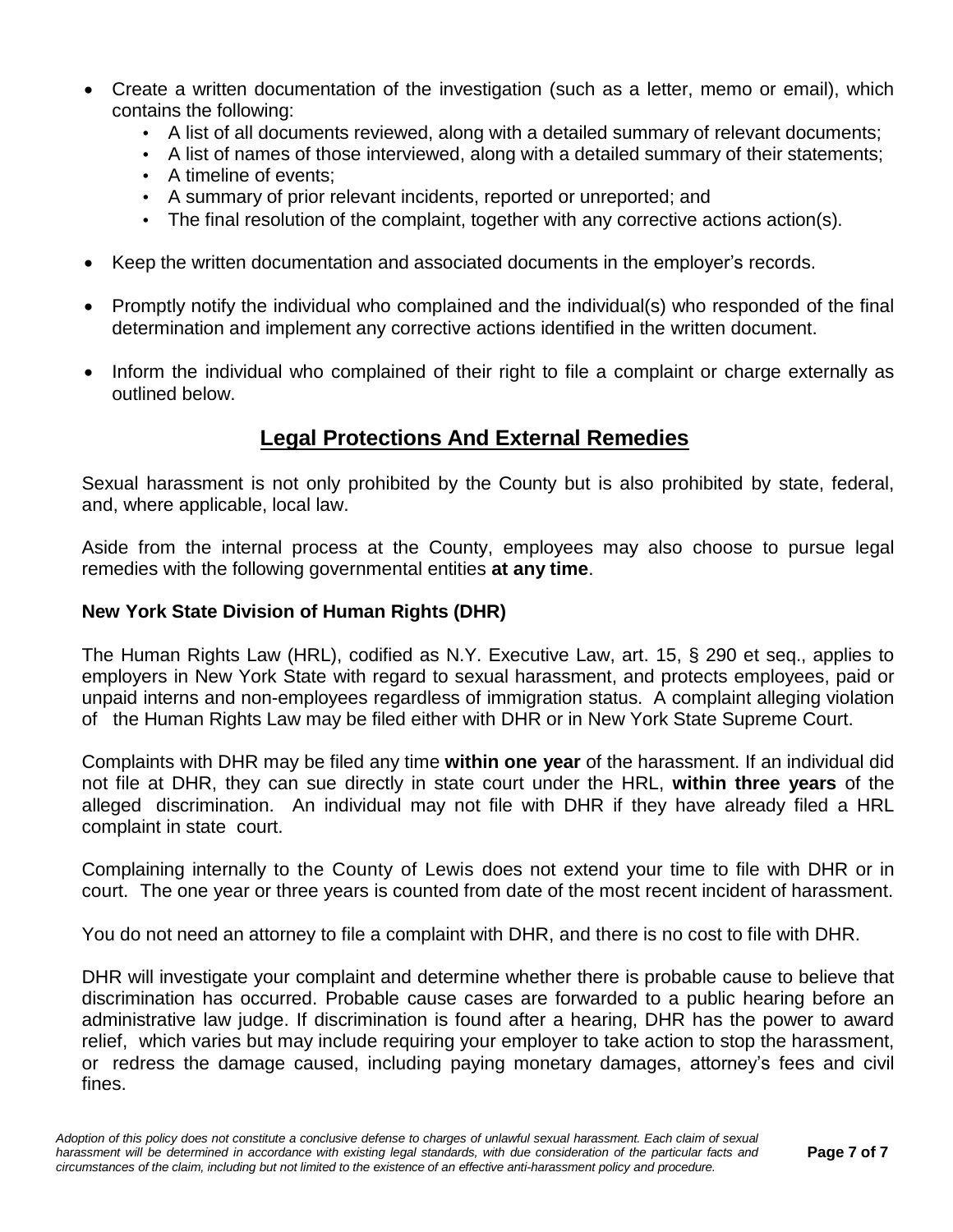- Create a written documentation of the investigation (such as a letter, memo or email), which contains the following:
  - A list of all documents reviewed, along with a detailed summary of relevant documents;
  - A list of names of those interviewed, along with a detailed summary of their statements;
  - A timeline of events;
  - A summary of prior relevant incidents, reported or unreported; and
  - The final resolution of the complaint, together with any corrective actions action(s).
- Keep the written documentation and associated documents in the employer's records.
- Promptly notify the individual who complained and the individual(s) who responded of the final determination and implement any corrective actions identified in the written document.
- Inform the individual who complained of their right to file a complaint or charge externally as outlined below.

## Legal Protections And External Remedies

Sexual harassment is not only prohibited by the County but is also prohibited by state, federal, and, where applicable, local law.

Aside from the internal process at the County, employees may also choose to pursue legal remedies with the following governmental entities **at any time**.

### New York State Division of Human Rights (DHR)

The Human Rights Law (HRL), codified as N.Y. Executive Law, art. 15, § 290 et seq., applies to employers in New York State with regard to sexual harassment, and protects employees, paid or unpaid interns and non-employees regardless of immigration status. A complaint alleging violation of the Human Rights Law may be filed either with DHR or in New York State Supreme Court.

Complaints with DHR may be filed any time **within one year** of the harassment. If an individual did not file at DHR, they can sue directly in state court under the HRL, **within three years** of the alleged discrimination. An individual may not file with DHR if they have already filed a HRL complaint in state court.

Complaining internally to the County of Lewis does not extend your time to file with DHR or in court. The one year or three years is counted from date of the most recent incident of harassment.

You do not need an attorney to file a complaint with DHR, and there is no cost to file with DHR.

DHR will investigate your complaint and determine whether there is probable cause to believe that discrimination has occurred. Probable cause cases are forwarded to a public hearing before an administrative law judge. If discrimination is found after a hearing, DHR has the power to award relief, which varies but may include requiring your employer to take action to stop the harassment, or redress the damage caused, including paying monetary damages, attorney's fees and civil fines.

*Adoption of this policy does not constitute a conclusive defense to charges of unlawful sexual harassment. Each claim of sexual harassment will be determined in accordance with existing legal standards, with due consideration of the particular facts and circumstances of the claim, including but not limited to the existence of an effective anti-harassment policy and procedure.*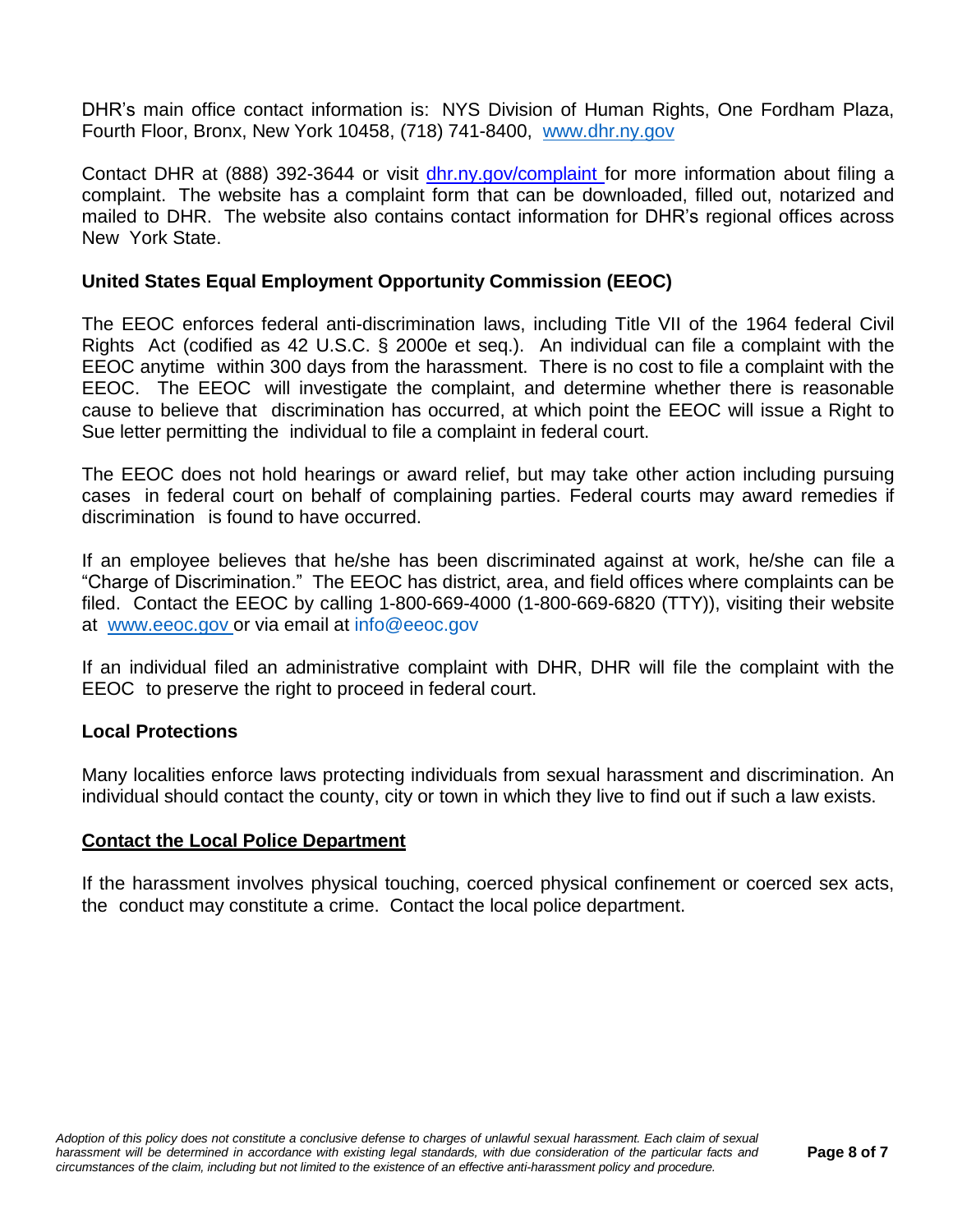DHR's main office contact information is: NYS Division of Human Rights, One Fordham Plaza, Fourth Floor, Bronx, New York 10458, (718) 741-8400, [www.dhr.ny.gov](http://www.dhr.ny.gov)

Contact DHR at (888) 392-3644 or visit [dhr.ny.gov/complaint](http://dhr.ny.gov/complaint) for more information about filing a complaint. The website has a complaint form that can be downloaded, filled out, notarized and mailed to DHR. The website also contains contact information for DHR's regional offices across New York State.

### United States Equal Employment Opportunity Commission (EEOC)

The EEOC enforces federal anti-discrimination laws, including Title VII of the 1964 federal Civil Rights Act (codified as 42 U.S.C. § 2000e et seq.). An individual can file a complaint with the EEOC anytime within 300 days from the harassment. There is no cost to file a complaint with the EEOC. The EEOC will investigate the complaint, and determine whether there is reasonable cause to believe that discrimination has occurred, at which point the EEOC will issue a Right to Sue letter permitting the individual to file a complaint in federal court.

The EEOC does not hold hearings or award relief, but may take other action including pursuing cases in federal court on behalf of complaining parties. Federal courts may award remedies if discrimination is found to have occurred.

If an employee believes that he/she has been discriminated against at work, he/she can file a "Charge of Discrimination." The EEOC has district, area, and field offices where complaints can be filed. Contact the EEOC by calling 1-800-669-4000 (1-800-669-6820 (TTY)), visiting their website at [www.eeoc.gov](http://www.eeoc.gov) or via email at info@eeoc.gov

If an individual filed an administrative complaint with DHR, DHR will file the complaint with the EEOC to preserve the right to proceed in federal court.

### Local Protections

Many localities enforce laws protecting individuals from sexual harassment and discrimination. An individual should contact the county, city or town in which they live to find out if such a law exists.

### Contact the Local Police Department

If the harassment involves physical touching, coerced physical confinement or coerced sex acts, the conduct may constitute a crime. Contact the local police department.

*Adoption of this policy does not constitute a conclusive defense to charges of unlawful sexual harassment. Each claim of sexual harassment will be determined in accordance with existing legal standards, with due consideration of the particular facts and circumstances of the claim, including but not limited to the existence of an effective anti-harassment policy and procedure.*